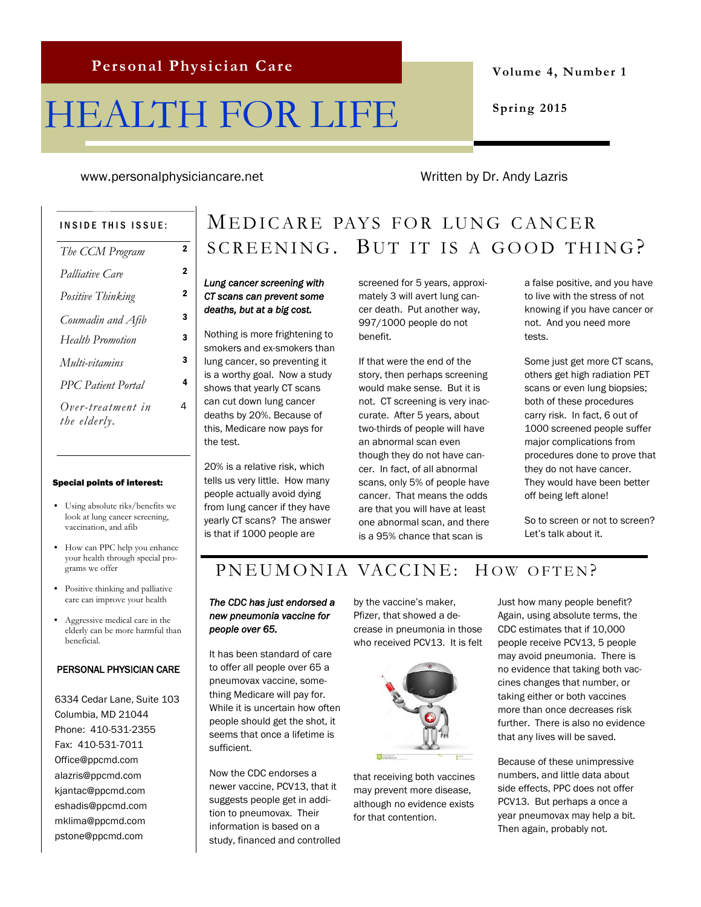Personal Physician Care

# HEALTH FOR LIFE

**Volume 4, Number 1**

**Spring 2015**

www.personalphysiciancare.net

Written by Dr. Andy Lazris

**INSIDE THIS ISSUE:**

| | |
|---|---|
| *The CCM Program* | 2 |
| *Palliative Care* | 2 |
| *Positive Thinking* | 2 |
| *Coumadin and Afib* | 3 |
| *Health Promotion* | 3 |
| *Multi-vitamins* | 3 |
| *PPC Patient Portal* | 4 |
| *Over-treatment in the elderly.* | 4 |

**Special points of interest:**

- Using absolute riks/benefits we look at lung cancer screening, vaccination, and afib
- How can PPC help you enhance your health through special programs we offer
- Positive thinking and palliative care can improve your health
- Aggressive medical care in the elderly can be more harmful than beneficial.

PERSONAL PHYSICIAN CARE

6334 Cedar Lane, Suite 103
Columbia, MD 21044
Phone: 410-531-2355
Fax: 410-531-7011
Office@ppcmd.com
alazris@ppcmd.com
kjantac@ppcmd.com
eshadis@ppcmd.com
mklima@ppcmd.com
pstone@ppcmd.com

## Medicare pays for lung cancer screening. But it is a good thing?

***Lung cancer screening with CT scans can prevent some deaths, but at a big cost.***

Nothing is more frightening to smokers and ex-smokers than lung cancer, so preventing it is a worthy goal. Now a study shows that yearly CT scans can cut down lung cancer deaths by 20%. Because of this, Medicare now pays for the test.

20% is a relative risk, which tells us very little. How many people actually avoid dying from lung cancer if they have yearly CT scans? The answer is that if 1000 people are screened for 5 years, approximately 3 will avert lung cancer death. Put another way, 997/1000 people do not benefit.

If that were the end of the story, then perhaps screening would make sense. But it is not. CT screening is very inaccurate. After 5 years, about two-thirds of people will have an abnormal scan even though they do not have cancer. In fact, of all abnormal scans, only 5% of people have cancer. That means the odds are that you will have at least one abnormal scan, and there is a 95% chance that scan is a false positive, and you have to live with the stress of not knowing if you have cancer or not. And you need more tests.

Some just get more CT scans, others get high radiation PET scans or even lung biopsies; both of these procedures carry risk. In fact, 6 out of 1000 screened people suffer major complications from procedures done to prove that they do not have cancer. They would have been better off being left alone!

So to screen or not to screen? Let's talk about it.

## Pneumonia Vaccine: How often?

***The CDC has just endorsed a new pneumonia vaccine for people over 65.***

It has been standard of care to offer all people over 65 a pneumovax vaccine, something Medicare will pay for. While it is uncertain how often people should get the shot, it seems that once a lifetime is sufficient.

Now the CDC endorses a newer vaccine, PCV13, that it suggests people get in addition to pneumovax. Their information is based on a study, financed and controlled by the vaccine's maker, Pfizer, that showed a decrease in pneumonia in those who received PCV13. It is felt that receiving both vaccines may prevent more disease, although no evidence exists for that contention.

Just how many people benefit? Again, using absolute terms, the CDC estimates that if 10,000 people receive PCV13, 5 people may avoid pneumonia. There is no evidence that taking both vaccines changes that number, or taking either or both vaccines more than once decreases risk further. There is also no evidence that any lives will be saved.

Because of these unimpressive numbers, and little data about side effects, PPC does not offer PCV13. But perhaps a once a year pneumovax may help a bit. Then again, probably not.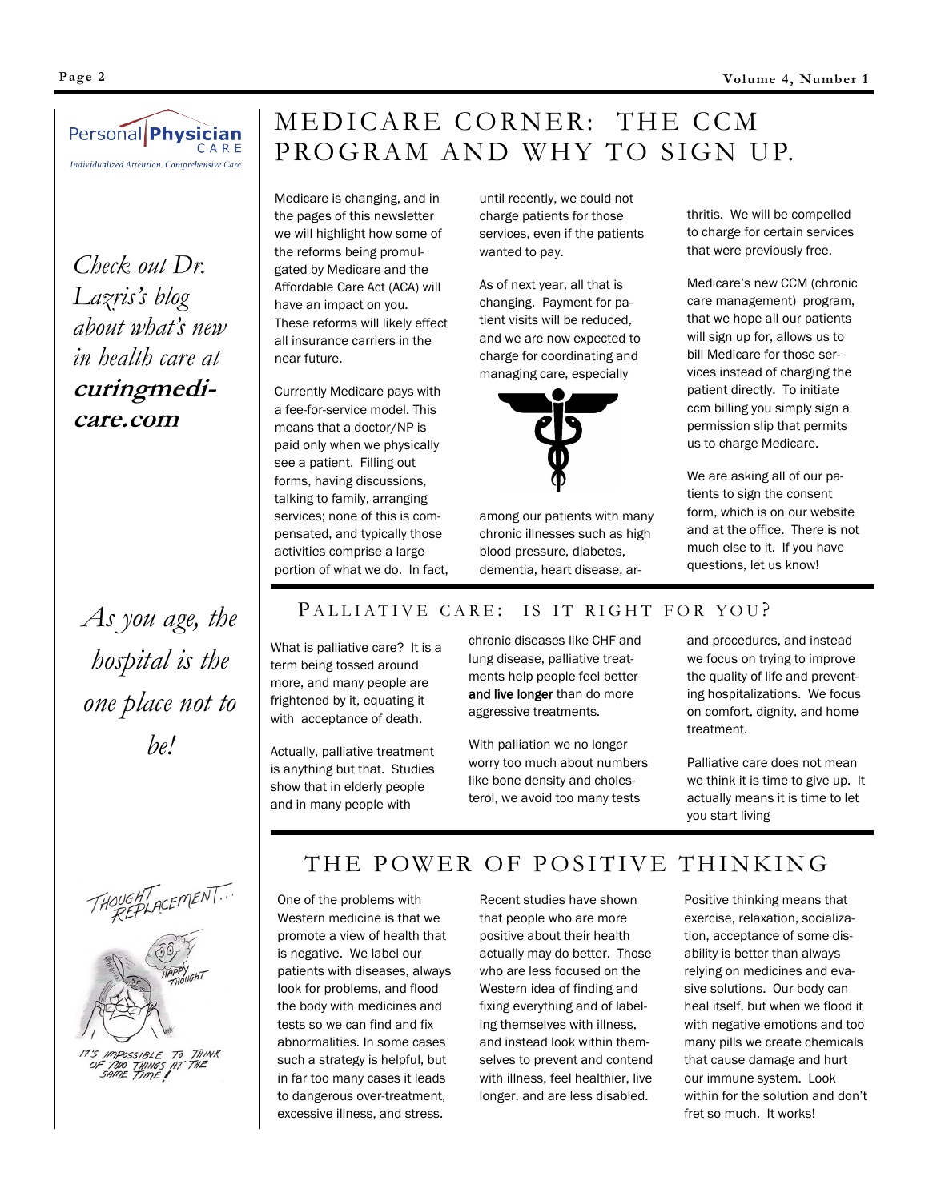Personal Physician CARE

*Individualized Attention. Comprehensive Care.*

*Check out Dr. Lazris's blog about what's new in health care at* ***curingmedicare.com***

# MEDICARE CORNER: THE CCM PROGRAM AND WHY TO SIGN UP.

Medicare is changing, and in the pages of this newsletter we will highlight how some of the reforms being promulgated by Medicare and the Affordable Care Act (ACA) will have an impact on you. These reforms will likely effect all insurance carriers in the near future.

Currently Medicare pays with a fee-for-service model. This means that a doctor/NP is paid only when we physically see a patient. Filling out forms, having discussions, talking to family, arranging services; none of this is compensated, and typically those activities comprise a large portion of what we do. In fact, until recently, we could not charge patients for those services, even if the patients wanted to pay.

As of next year, all that is changing. Payment for patient visits will be reduced, and we are now expected to charge for coordinating and managing care, especially among our patients with many chronic illnesses such as high blood pressure, diabetes, dementia, heart disease, arthritis. We will be compelled to charge for certain services that were previously free.

Medicare's new CCM (chronic care management) program, that we hope all our patients will sign up for, allows us to bill Medicare for those services instead of charging the patient directly. To initiate ccm billing you simply sign a permission slip that permits us to charge Medicare.

We are asking all of our patients to sign the consent form, which is on our website and at the office. There is not much else to it. If you have questions, let us know!

*As you age, the hospital is the one place not to be!*

## PALLIATIVE CARE: IS IT RIGHT FOR YOU?

What is palliative care? It is a term being tossed around more, and many people are frightened by it, equating it with acceptance of death.

Actually, palliative treatment is anything but that. Studies show that in elderly people and in many people with chronic diseases like CHF and lung disease, palliative treatments help people feel better **and live longer** than do more aggressive treatments.

With palliation we no longer worry too much about numbers like bone density and cholesterol, we avoid too many tests and procedures, and instead we focus on trying to improve the quality of life and preventing hospitalizations. We focus on comfort, dignity, and home treatment.

Palliative care does not mean we think it is time to give up. It actually means it is time to let you start living

THOUGHT REPLACEMENT... HAPPY THOUGHT

IT'S IMPOSSIBLE TO THINK OF TWO THINGS AT THE SAME TIME!

# THE POWER OF POSITIVE THINKING

One of the problems with Western medicine is that we promote a view of health that is negative. We label our patients with diseases, always look for problems, and flood the body with medicines and tests so we can find and fix abnormalities. In some cases such a strategy is helpful, but in far too many cases it leads to dangerous over-treatment, excessive illness, and stress.

Recent studies have shown that people who are more positive about their health actually may do better. Those who are less focused on the Western idea of finding and fixing everything and of labeling themselves with illness, and instead look within themselves to prevent and contend with illness, feel healthier, live longer, and are less disabled.

Positive thinking means that exercise, relaxation, socialization, acceptance of some disability is better than always relying on medicines and evasive solutions. Our body can heal itself, but when we flood it with negative emotions and too many pills we create chemicals that cause damage and hurt our immune system. Look within for the solution and don't fret so much. It works!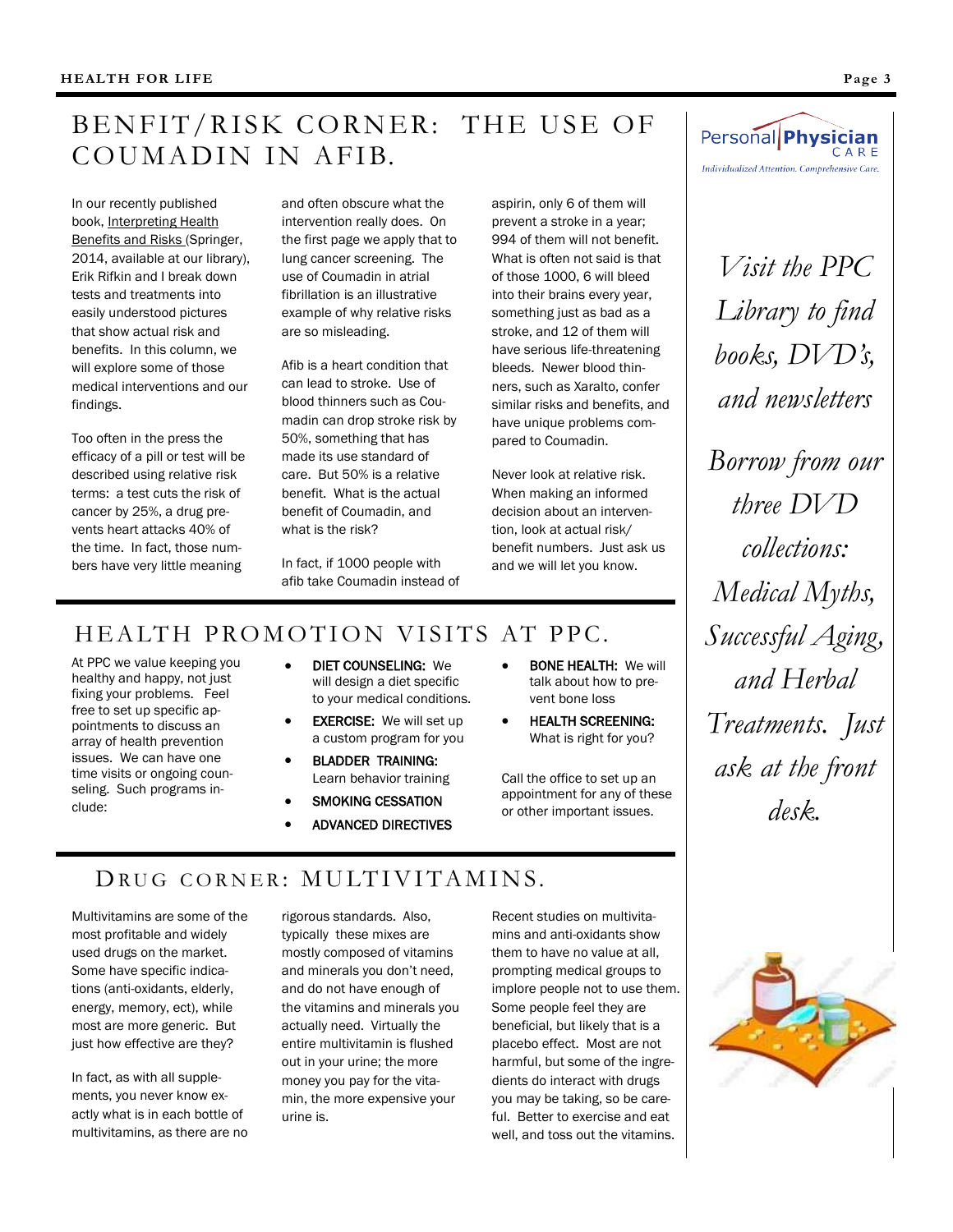## BENFIT/RISK CORNER: THE USE OF COUMADIN IN AFIB.

In our recently published book, Interpreting Health Benefits and Risks (Springer, 2014, available at our library), Erik Rifkin and I break down tests and treatments into easily understood pictures that show actual risk and benefits. In this column, we will explore some of those medical interventions and our findings.

Too often in the press the efficacy of a pill or test will be described using relative risk terms: a test cuts the risk of cancer by 25%, a drug prevents heart attacks 40% of the time. In fact, those numbers have very little meaning and often obscure what the intervention really does. On the first page we apply that to lung cancer screening. The use of Coumadin in atrial fibrillation is an illustrative example of why relative risks are so misleading.

Afib is a heart condition that can lead to stroke. Use of blood thinners such as Coumadin can drop stroke risk by 50%, something that has made its use standard of care. But 50% is a relative benefit. What is the actual benefit of Coumadin, and what is the risk?

In fact, if 1000 people with afib take Coumadin instead of aspirin, only 6 of them will prevent a stroke in a year; 994 of them will not benefit. What is often not said is that of those 1000, 6 will bleed into their brains every year, something just as bad as a stroke, and 12 of them will have serious life-threatening bleeds. Newer blood thinners, such as Xaralto, confer similar risks and benefits, and have unique problems compared to Coumadin.

Never look at relative risk. When making an informed decision about an intervention, look at actual risk/benefit numbers. Just ask us and we will let you know.

## HEALTH PROMOTION VISITS AT PPC.

At PPC we value keeping you healthy and happy, not just fixing your problems. Feel free to set up specific appointments to discuss an array of health prevention issues. We can have one time visits or ongoing counseling. Such programs include:

- **DIET COUNSELING:** We will design a diet specific to your medical conditions.
- **EXERCISE:** We will set up a custom program for you
- **BLADDER TRAINING:** Learn behavior training
- **SMOKING CESSATION**
- **ADVANCED DIRECTIVES**
- **BONE HEALTH:** We will talk about how to prevent bone loss
- **HEALTH SCREENING:** What is right for you?

Call the office to set up an appointment for any of these or other important issues.

## DRUG CORNER: MULTIVITAMINS.

Multivitamins are some of the most profitable and widely used drugs on the market. Some have specific indications (anti-oxidants, elderly, energy, memory, ect), while most are more generic. But just how effective are they?

In fact, as with all supplements, you never know exactly what is in each bottle of multivitamins, as there are no rigorous standards. Also, typically these mixes are mostly composed of vitamins and minerals you don't need, and do not have enough of the vitamins and minerals you actually need. Virtually the entire multivitamin is flushed out in your urine; the more money you pay for the vitamin, the more expensive your urine is.

Recent studies on multivitamins and anti-oxidants show them to have no value at all, prompting medical groups to implore people not to use them. Some people feel they are beneficial, but likely that is a placebo effect. Most are not harmful, but some of the ingredients do interact with drugs you may be taking, so be careful. Better to exercise and eat well, and toss out the vitamins.

---

Personal Physician CARE
*Individualized Attention. Comprehensive Care.*

*Visit the PPC Library to find books, DVD's, and newsletters*

*Borrow from our three DVD collections: Medical Myths, Successful Aging, and Herbal Treatments. Just ask at the front desk.*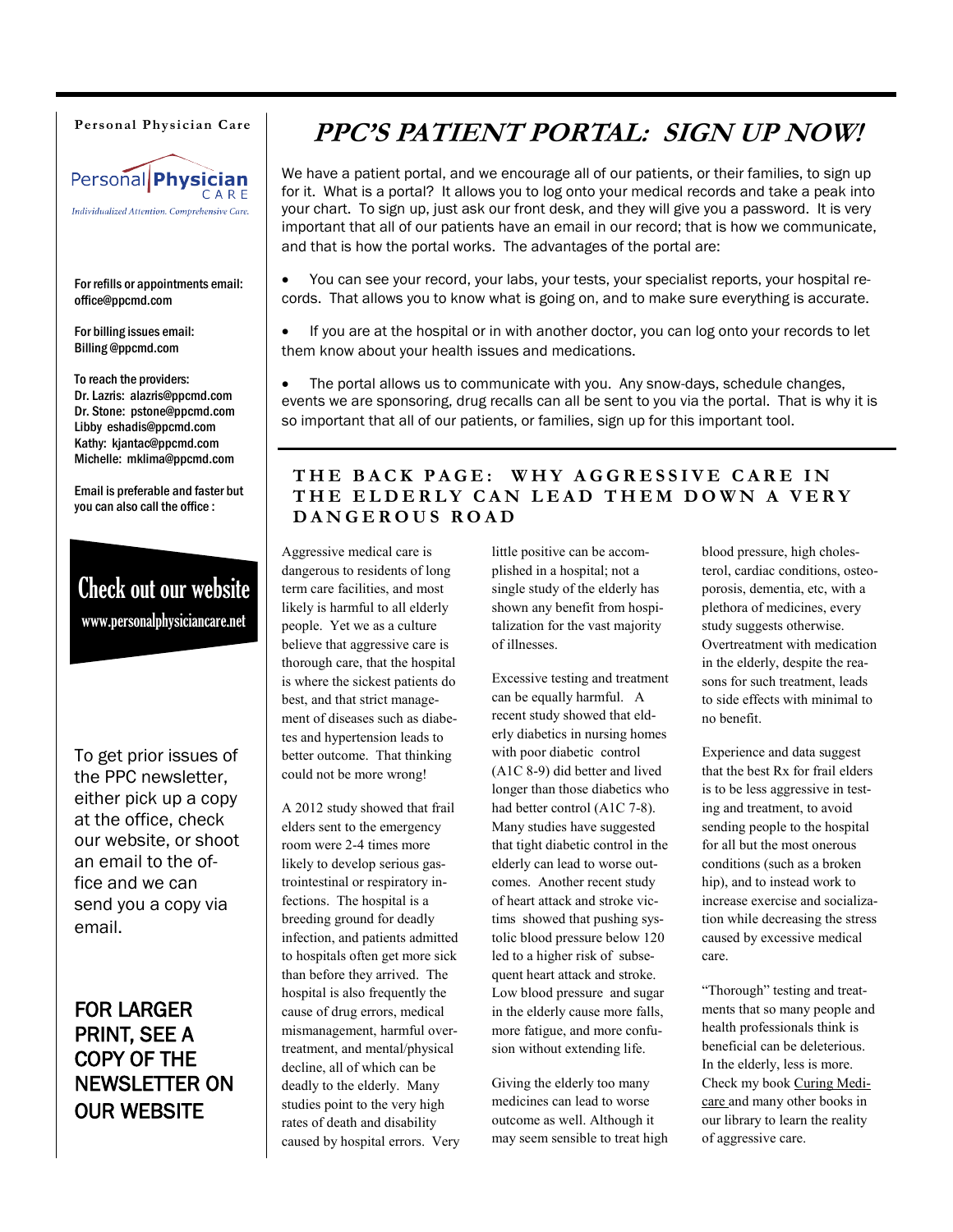**Personal Physician Care**

Personal Physician CARE

*Individualized Attention. Comprehensive Care.*

For refills or appointments email: office@ppcmd.com

For billing issues email: Billing@ppcmd.com

To reach the providers:
Dr. Lazris: alazris@ppcmd.com
Dr. Stone: pstone@ppcmd.com
Libby eshadis@ppcmd.com
Kathy: kjantac@ppcmd.com
Michelle: mklima@ppcmd.com

Email is preferable and faster but you can also call the office :

**Check out our website**
**www.personalphysiciancare.net**

To get prior issues of the PPC newsletter, either pick up a copy at the office, check our website, or shoot an email to the office and we can send you a copy via email.

FOR LARGER PRINT, SEE A COPY OF THE NEWSLETTER ON OUR WEBSITE

# PPC'S PATIENT PORTAL: SIGN UP NOW!

We have a patient portal, and we encourage all of our patients, or their families, to sign up for it. What is a portal? It allows you to log onto your medical records and take a peak into your chart. To sign up, just ask our front desk, and they will give you a password. It is very important that all of our patients have an email in our record; that is how we communicate, and that is how the portal works. The advantages of the portal are:

- You can see your record, your labs, your tests, your specialist reports, your hospital records. That allows you to know what is going on, and to make sure everything is accurate.
- If you are at the hospital or in with another doctor, you can log onto your records to let them know about your health issues and medications.
- The portal allows us to communicate with you. Any snow-days, schedule changes, events we are sponsoring, drug recalls can all be sent to you via the portal. That is why it is so important that all of our patients, or families, sign up for this important tool.

## THE BACK PAGE: WHY AGGRESSIVE CARE IN THE ELDERLY CAN LEAD THEM DOWN A VERY DANGEROUS ROAD

Aggressive medical care is dangerous to residents of long term care facilities, and most likely is harmful to all elderly people. Yet we as a culture believe that aggressive care is thorough care, that the hospital is where the sickest patients do best, and that strict management of diseases such as diabetes and hypertension leads to better outcome. That thinking could not be more wrong!

A 2012 study showed that frail elders sent to the emergency room were 2-4 times more likely to develop serious gastrointestinal or respiratory infections. The hospital is a breeding ground for deadly infection, and patients admitted to hospitals often get more sick than before they arrived. The hospital is also frequently the cause of drug errors, medical mismanagement, harmful overtreatment, and mental/physical decline, all of which can be deadly to the elderly. Many studies point to the very high rates of death and disability caused by hospital errors. Very little positive can be accomplished in a hospital; not a single study of the elderly has shown any benefit from hospitalization for the vast majority of illnesses.

Excessive testing and treatment can be equally harmful. A recent study showed that elderly diabetics in nursing homes with poor diabetic control (A1C 8-9) did better and lived longer than those diabetics who had better control (A1C 7-8). Many studies have suggested that tight diabetic control in the elderly can lead to worse outcomes. Another recent study of heart attack and stroke victims showed that pushing systolic blood pressure below 120 led to a higher risk of subsequent heart attack and stroke. Low blood pressure and sugar in the elderly cause more falls, more fatigue, and more confusion without extending life.

Giving the elderly too many medicines can lead to worse outcome as well. Although it may seem sensible to treat high blood pressure, high cholesterol, cardiac conditions, osteoporosis, dementia, etc, with a plethora of medicines, every study suggests otherwise. Overtreatment with medication in the elderly, despite the reasons for such treatment, leads to side effects with minimal to no benefit.

Experience and data suggest that the best Rx for frail elders is to be less aggressive in testing and treatment, to avoid sending people to the hospital for all but the most onerous conditions (such as a broken hip), and to instead work to increase exercise and socialization while decreasing the stress caused by excessive medical care.

"Thorough" testing and treatments that so many people and health professionals think is beneficial can be deleterious. In the elderly, less is more. Check my book Curing Medicare and many other books in our library to learn the reality of aggressive care.